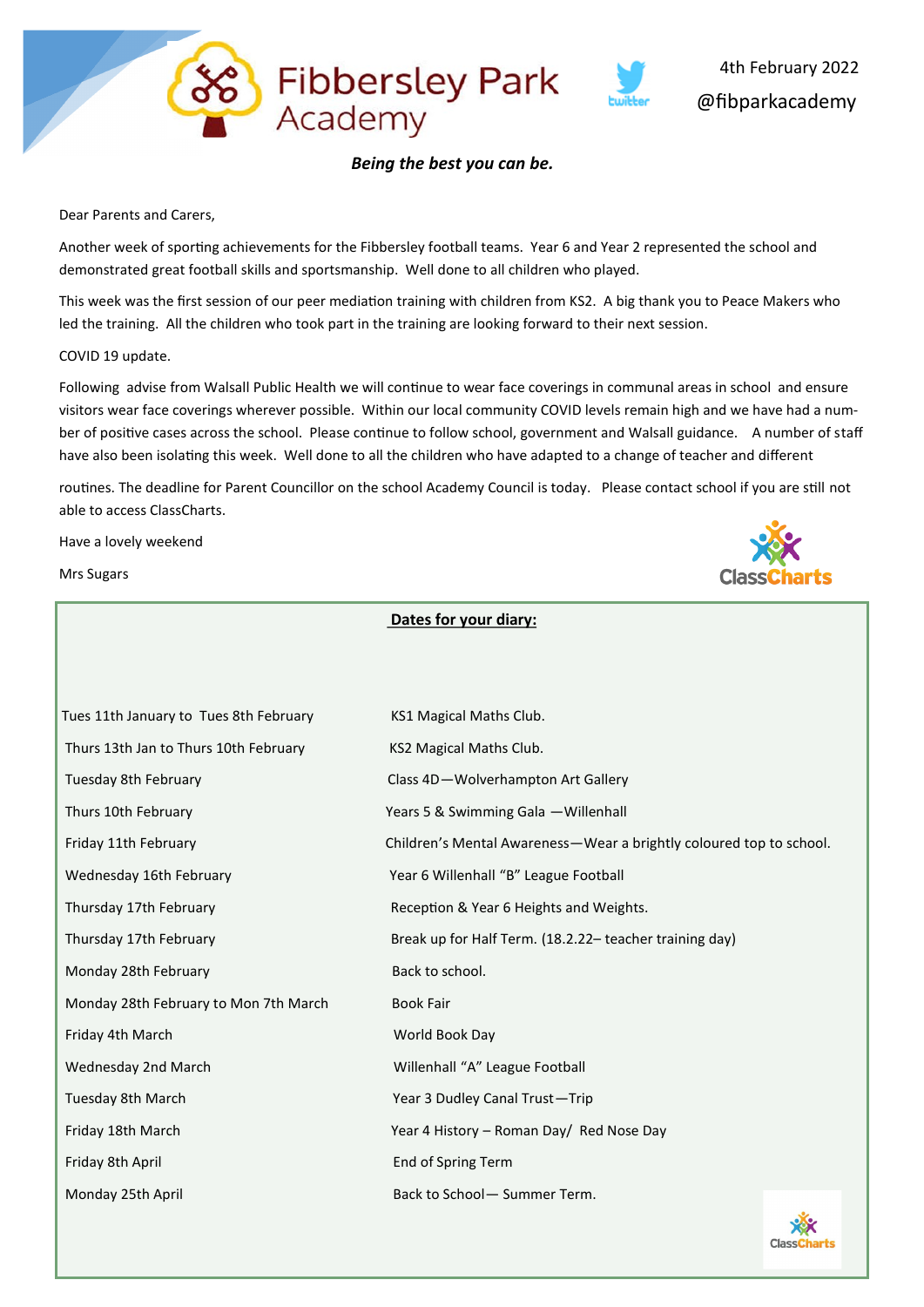# Fibbersley Park Academy

4th February 2022

@fibparkacademy

***Being the best you can be.***

Dear Parents and Carers,

Another week of sporting achievements for the Fibbersley football teams. Year 6 and Year 2 represented the school and demonstrated great football skills and sportsmanship. Well done to all children who played.

This week was the first session of our peer mediation training with children from KS2. A big thank you to Peace Makers who led the training. All the children who took part in the training are looking forward to their next session.

COVID 19 update.

Following advise from Walsall Public Health we will continue to wear face coverings in communal areas in school and ensure visitors wear face coverings wherever possible. Within our local community COVID levels remain high and we have had a number of positive cases across the school. Please continue to follow school, government and Walsall guidance. A number of staff have also been isolating this week. Well done to all the children who have adapted to a change of teacher and different

routines. The deadline for Parent Councillor on the school Academy Council is today. Please contact school if you are still not able to access ClassCharts.

Have a lovely weekend

Mrs Sugars

## Dates for your diary:

| | |
|---|---|
| Tues 11th January to Tues 8th February | KS1 Magical Maths Club. |
| Thurs 13th Jan to Thurs 10th February | KS2 Magical Maths Club. |
| Tuesday 8th February | Class 4D—Wolverhampton Art Gallery |
| Thurs 10th February | Years 5 & Swimming Gala —Willenhall |
| Friday 11th February | Children's Mental Awareness—Wear a brightly coloured top to school. |
| Wednesday 16th February | Year 6 Willenhall "B" League Football |
| Thursday 17th February | Reception & Year 6 Heights and Weights. |
| Thursday 17th February | Break up for Half Term. (18.2.22– teacher training day) |
| Monday 28th February | Back to school. |
| Monday 28th February to Mon 7th March | Book Fair |
| Friday 4th March | World Book Day |
| Wednesday 2nd March | Willenhall "A" League Football |
| Tuesday 8th March | Year 3 Dudley Canal Trust—Trip |
| Friday 18th March | Year 4 History – Roman Day/ Red Nose Day |
| Friday 8th April | End of Spring Term |
| Monday 25th April | Back to School— Summer Term. |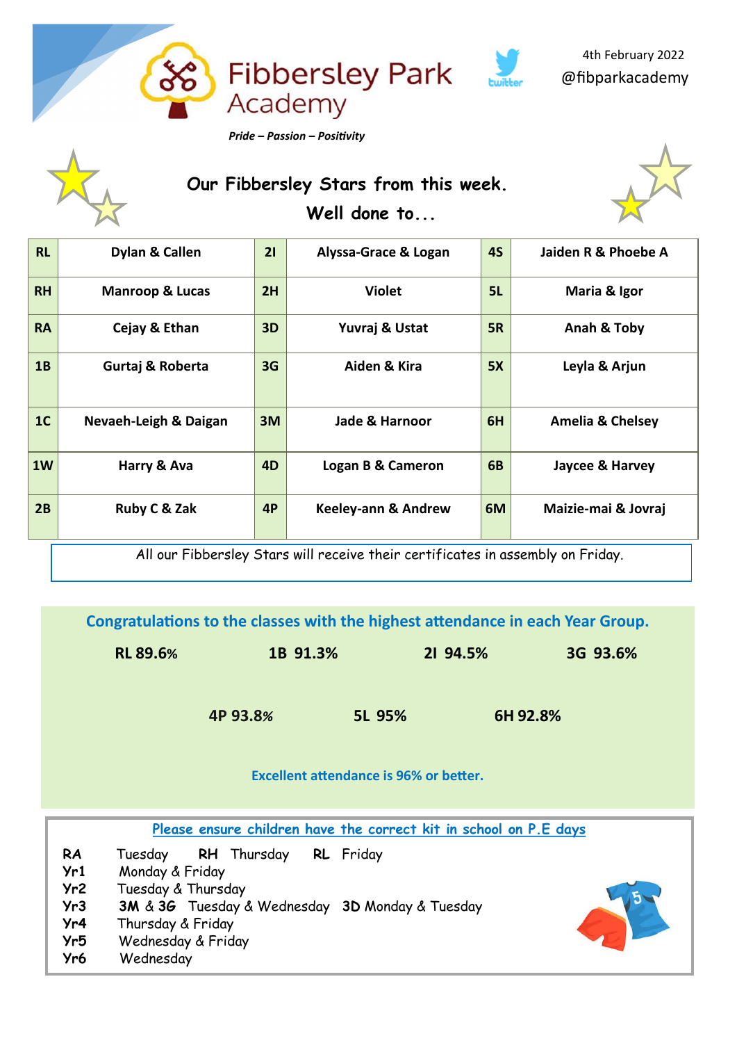# Fibbersley Park Academy

4th February 2022

@fibparkacademy

*Pride – Passion – Positivity*

## Our Fibbersley Stars from this week.

## Well done to...

| RL | Dylan & Callen | 2I | Alyssa-Grace & Logan | 4S | Jaiden R & Phoebe A |
|---|---|---|---|---|---|
| RH | Manroop & Lucas | 2H | Violet | 5L | Maria & Igor |
| RA | Cejay & Ethan | 3D | Yuvraj & Ustat | 5R | Anah & Toby |
| 1B | Gurtaj & Roberta | 3G | Aiden & Kira | 5X | Leyla & Arjun |
| 1C | Nevaeh-Leigh & Daigan | 3M | Jade & Harnoor | 6H | Amelia & Chelsey |
| 1W | Harry & Ava | 4D | Logan B & Cameron | 6B | Jaycee & Harvey |
| 2B | Ruby C & Zak | 4P | Keeley-ann & Andrew | 6M | Maizie-mai & Jovraj |

All our Fibbersley Stars will receive their certificates in assembly on Friday.

## Congratulations to the classes with the highest attendance in each Year Group.

**RL 89.6%** **1B 91.3%** **2I 94.5%** **3G 93.6%**

**4P 93.8%** **5L 95%** **6H 92.8%**

**Excellent attendance is 96% or better.**

## Please ensure children have the correct kit in school on P.E days

**RA** Tuesday **RH** Thursday **RL** Friday
**Yr1** Monday & Friday
**Yr2** Tuesday & Thursday
**Yr3** **3M** & **3G** Tuesday & Wednesday **3D** Monday & Tuesday
**Yr4** Thursday & Friday
**Yr5** Wednesday & Friday
**Yr6** Wednesday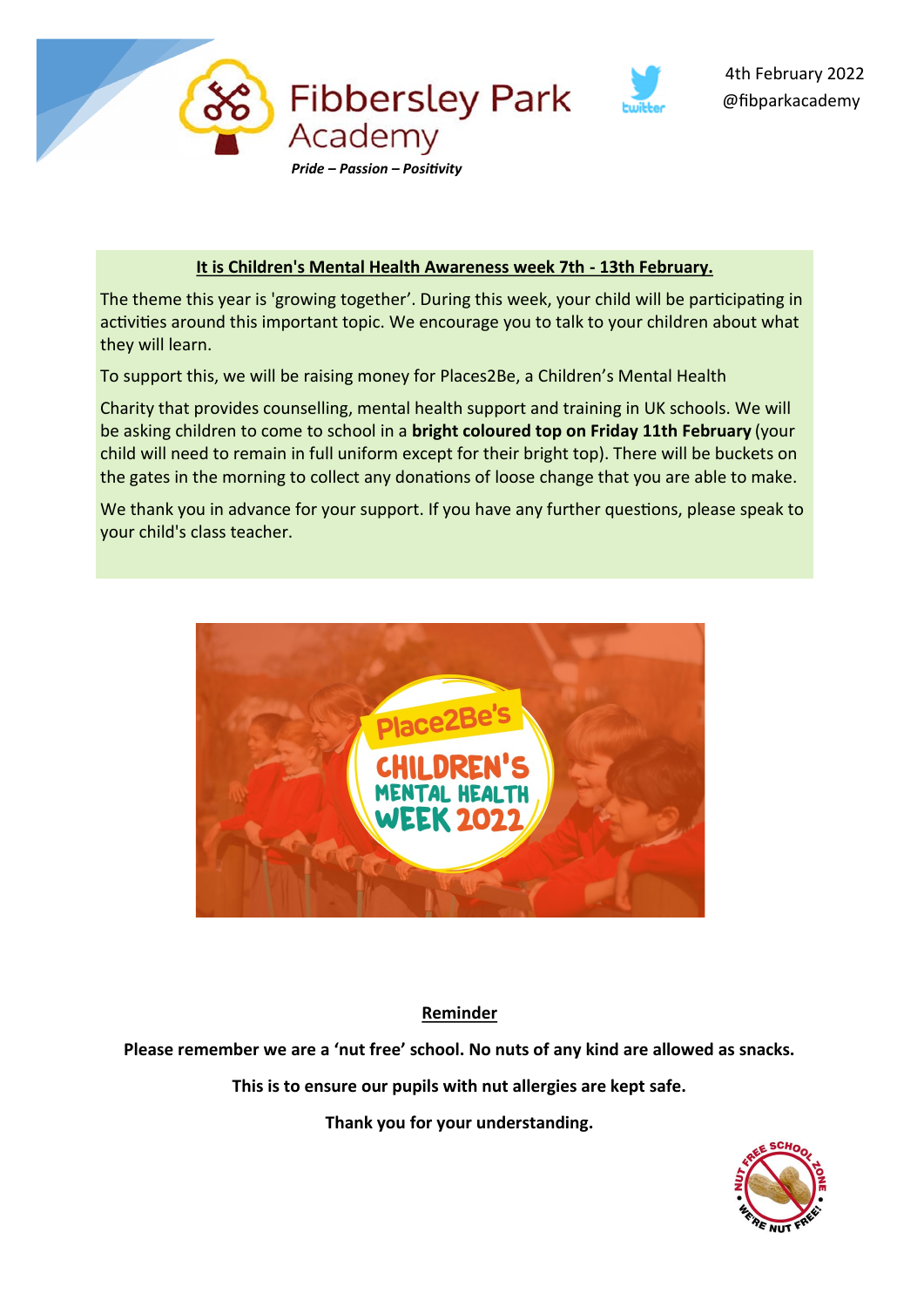Fibbersley Park Academy

*Pride – Passion – Positivity*

4th February 2022
@fibparkacademy

**It is Children's Mental Health Awareness week 7th - 13th February.**

The theme this year is 'growing together'. During this week, your child will be participating in activities around this important topic. We encourage you to talk to your children about what they will learn.

To support this, we will be raising money for Places2Be, a Children's Mental Health

Charity that provides counselling, mental health support and training in UK schools. We will be asking children to come to school in a **bright coloured top on Friday 11th February** (your child will need to remain in full uniform except for their bright top). There will be buckets on the gates in the morning to collect any donations of loose change that you are able to make.

We thank you in advance for your support. If you have any further questions, please speak to your child's class teacher.

**Reminder**

**Please remember we are a 'nut free' school. No nuts of any kind are allowed as snacks.**

**This is to ensure our pupils with nut allergies are kept safe.**

**Thank you for your understanding.**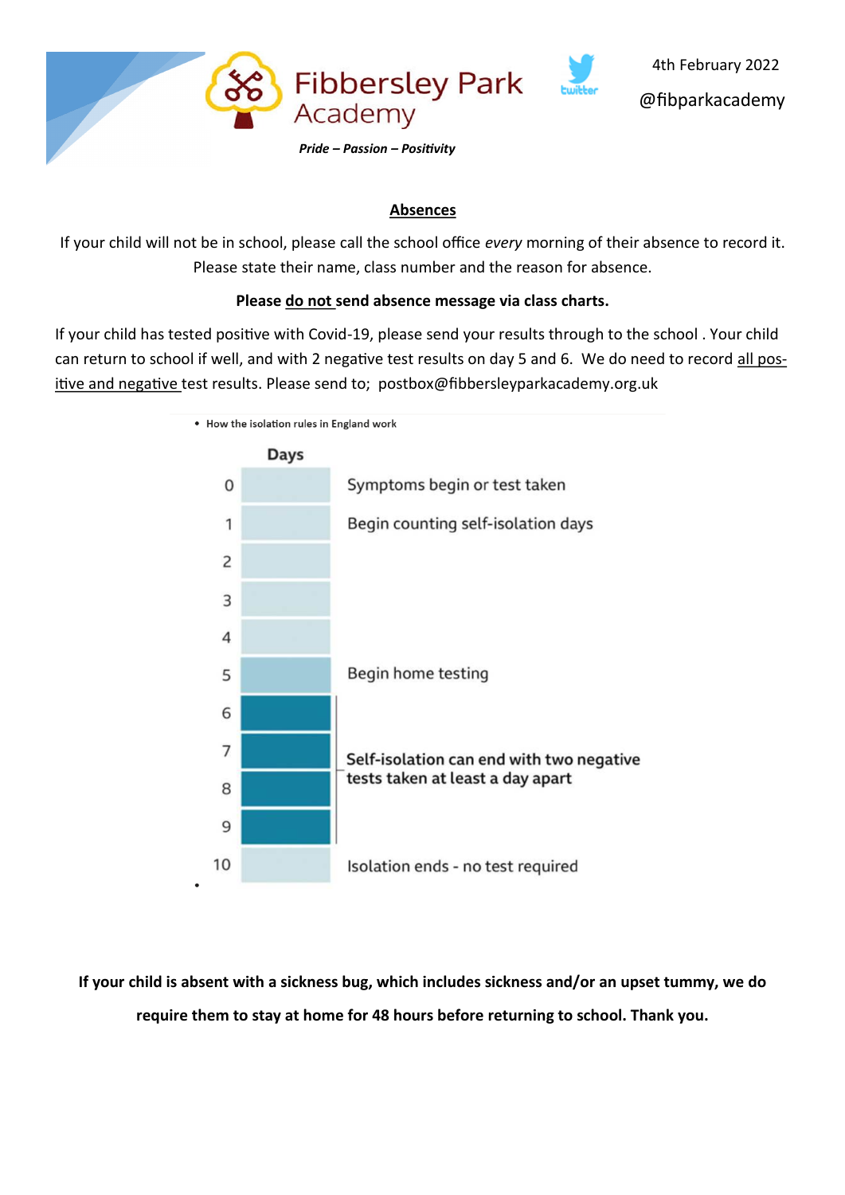Fibbersley Park Academy

*Pride – Passion – Positivity*

4th February 2022

@fibparkacademy

## Absences

If your child will not be in school, please call the school office *every* morning of their absence to record it. Please state their name, class number and the reason for absence.

**Please do not send absence message via class charts.**

If your child has tested positive with Covid-19, please send your results through to the school . Your child can return to school if well, and with 2 negative test results on day 5 and 6. We do need to record all positive and negative test results. Please send to; postbox@fibbersleyparkacademy.org.uk

- How the isolation rules in England work

Days

0 Symptoms begin or test taken

1 Begin counting self-isolation days

2

3

4

5 Begin home testing

6

7

8

9

Self-isolation can end with two negative tests taken at least a day apart

10 Isolation ends - no test required

**If your child is absent with a sickness bug, which includes sickness and/or an upset tummy, we do require them to stay at home for 48 hours before returning to school. Thank you.**